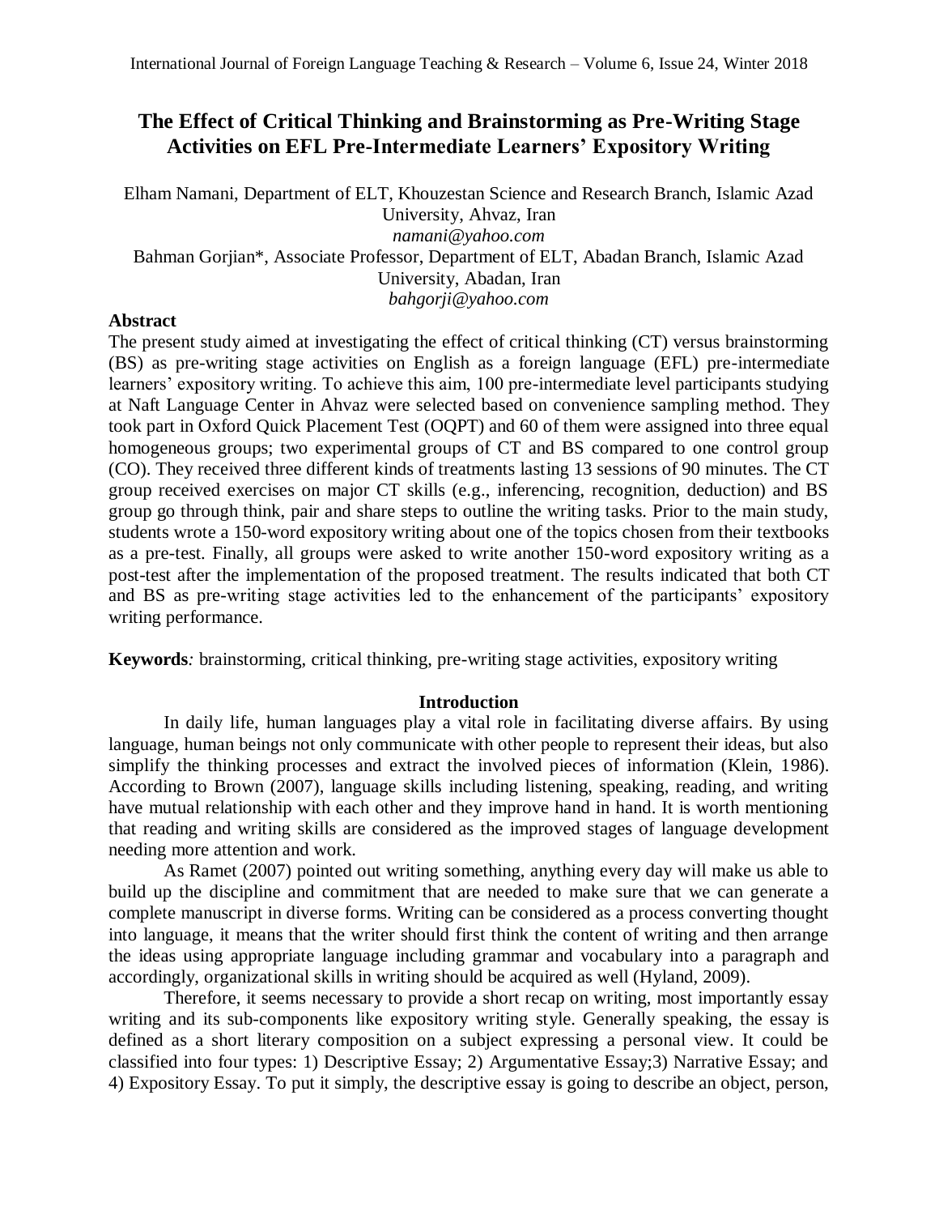# The Effect of Critical Thinking and Brainstorming as Pre-Writing Stage Activities on EFL Pre-Intermediate Learners' Expository Writing

Elham Namani, Department of ELT, Khouzestan Science and Research Branch, Islamic Azad University, Ahvaz, Iran
*namani@yahoo.com*

Bahman Gorjian*, Associate Professor, Department of ELT, Abadan Branch, Islamic Azad University, Abadan, Iran
*bahgorji@yahoo.com*

## Abstract

The present study aimed at investigating the effect of critical thinking (CT) versus brainstorming (BS) as pre-writing stage activities on English as a foreign language (EFL) pre-intermediate learners' expository writing. To achieve this aim, 100 pre-intermediate level participants studying at Naft Language Center in Ahvaz were selected based on convenience sampling method. They took part in Oxford Quick Placement Test (OQPT) and 60 of them were assigned into three equal homogeneous groups; two experimental groups of CT and BS compared to one control group (CO). They received three different kinds of treatments lasting 13 sessions of 90 minutes. The CT group received exercises on major CT skills (e.g., inferencing, recognition, deduction) and BS group go through think, pair and share steps to outline the writing tasks. Prior to the main study, students wrote a 150-word expository writing about one of the topics chosen from their textbooks as a pre-test. Finally, all groups were asked to write another 150-word expository writing as a post-test after the implementation of the proposed treatment. The results indicated that both CT and BS as pre-writing stage activities led to the enhancement of the participants' expository writing performance.

**Keywords***:* brainstorming, critical thinking, pre-writing stage activities, expository writing

## Introduction

In daily life, human languages play a vital role in facilitating diverse affairs. By using language, human beings not only communicate with other people to represent their ideas, but also simplify the thinking processes and extract the involved pieces of information (Klein, 1986). According to Brown (2007), language skills including listening, speaking, reading, and writing have mutual relationship with each other and they improve hand in hand. It is worth mentioning that reading and writing skills are considered as the improved stages of language development needing more attention and work.

As Ramet (2007) pointed out writing something, anything every day will make us able to build up the discipline and commitment that are needed to make sure that we can generate a complete manuscript in diverse forms. Writing can be considered as a process converting thought into language, it means that the writer should first think the content of writing and then arrange the ideas using appropriate language including grammar and vocabulary into a paragraph and accordingly, organizational skills in writing should be acquired as well (Hyland, 2009).

Therefore, it seems necessary to provide a short recap on writing, most importantly essay writing and its sub-components like expository writing style. Generally speaking, the essay is defined as a short literary composition on a subject expressing a personal view. It could be classified into four types: 1) Descriptive Essay; 2) Argumentative Essay;3) Narrative Essay; and 4) Expository Essay. To put it simply, the descriptive essay is going to describe an object, person,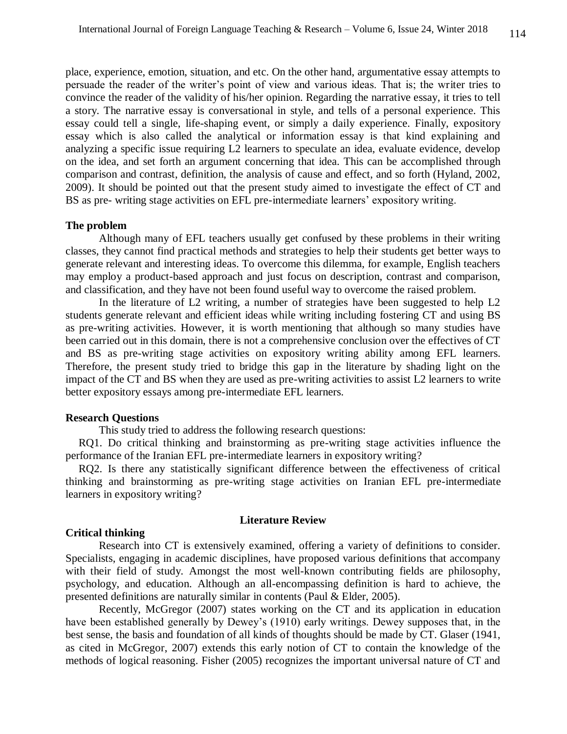place, experience, emotion, situation, and etc. On the other hand, argumentative essay attempts to persuade the reader of the writer's point of view and various ideas. That is; the writer tries to convince the reader of the validity of his/her opinion. Regarding the narrative essay, it tries to tell a story. The narrative essay is conversational in style, and tells of a personal experience. This essay could tell a single, life-shaping event, or simply a daily experience. Finally, expository essay which is also called the analytical or information essay is that kind explaining and analyzing a specific issue requiring L2 learners to speculate an idea, evaluate evidence, develop on the idea, and set forth an argument concerning that idea. This can be accomplished through comparison and contrast, definition, the analysis of cause and effect, and so forth (Hyland, 2002, 2009). It should be pointed out that the present study aimed to investigate the effect of CT and BS as pre- writing stage activities on EFL pre-intermediate learners' expository writing.

**The problem**

Although many of EFL teachers usually get confused by these problems in their writing classes, they cannot find practical methods and strategies to help their students get better ways to generate relevant and interesting ideas. To overcome this dilemma, for example, English teachers may employ a product-based approach and just focus on description, contrast and comparison, and classification, and they have not been found useful way to overcome the raised problem.

In the literature of L2 writing, a number of strategies have been suggested to help L2 students generate relevant and efficient ideas while writing including fostering CT and using BS as pre-writing activities. However, it is worth mentioning that although so many studies have been carried out in this domain, there is not a comprehensive conclusion over the effectives of CT and BS as pre-writing stage activities on expository writing ability among EFL learners. Therefore, the present study tried to bridge this gap in the literature by shading light on the impact of the CT and BS when they are used as pre-writing activities to assist L2 learners to write better expository essays among pre-intermediate EFL learners.

**Research Questions**

This study tried to address the following research questions:

RQ1. Do critical thinking and brainstorming as pre-writing stage activities influence the performance of the Iranian EFL pre-intermediate learners in expository writing?

RQ2. Is there any statistically significant difference between the effectiveness of critical thinking and brainstorming as pre-writing stage activities on Iranian EFL pre-intermediate learners in expository writing?

## Literature Review

**Critical thinking**

Research into CT is extensively examined, offering a variety of definitions to consider. Specialists, engaging in academic disciplines, have proposed various definitions that accompany with their field of study. Amongst the most well-known contributing fields are philosophy, psychology, and education. Although an all-encompassing definition is hard to achieve, the presented definitions are naturally similar in contents (Paul & Elder, 2005).

Recently, McGregor (2007) states working on the CT and its application in education have been established generally by Dewey's (1910) early writings. Dewey supposes that, in the best sense, the basis and foundation of all kinds of thoughts should be made by CT. Glaser (1941, as cited in McGregor, 2007) extends this early notion of CT to contain the knowledge of the methods of logical reasoning. Fisher (2005) recognizes the important universal nature of CT and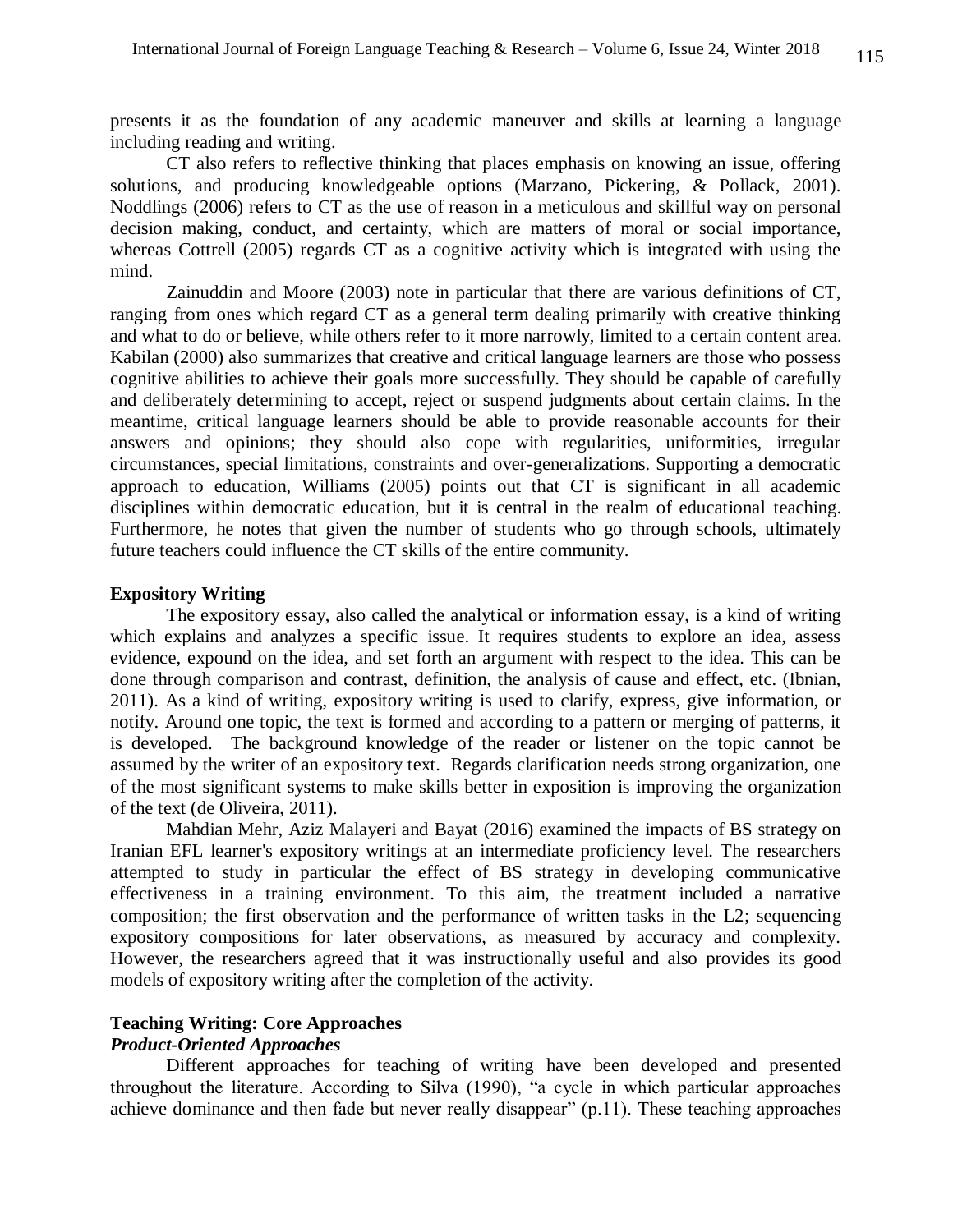presents it as the foundation of any academic maneuver and skills at learning a language including reading and writing.

CT also refers to reflective thinking that places emphasis on knowing an issue, offering solutions, and producing knowledgeable options (Marzano, Pickering, & Pollack, 2001). Noddlings (2006) refers to CT as the use of reason in a meticulous and skillful way on personal decision making, conduct, and certainty, which are matters of moral or social importance, whereas Cottrell (2005) regards CT as a cognitive activity which is integrated with using the mind.

Zainuddin and Moore (2003) note in particular that there are various definitions of CT, ranging from ones which regard CT as a general term dealing primarily with creative thinking and what to do or believe, while others refer to it more narrowly, limited to a certain content area. Kabilan (2000) also summarizes that creative and critical language learners are those who possess cognitive abilities to achieve their goals more successfully. They should be capable of carefully and deliberately determining to accept, reject or suspend judgments about certain claims. In the meantime, critical language learners should be able to provide reasonable accounts for their answers and opinions; they should also cope with regularities, uniformities, irregular circumstances, special limitations, constraints and over-generalizations. Supporting a democratic approach to education, Williams (2005) points out that CT is significant in all academic disciplines within democratic education, but it is central in the realm of educational teaching. Furthermore, he notes that given the number of students who go through schools, ultimately future teachers could influence the CT skills of the entire community.

## Expository Writing

The expository essay, also called the analytical or information essay, is a kind of writing which explains and analyzes a specific issue. It requires students to explore an idea, assess evidence, expound on the idea, and set forth an argument with respect to the idea. This can be done through comparison and contrast, definition, the analysis of cause and effect, etc. (Ibnian, 2011). As a kind of writing, expository writing is used to clarify, express, give information, or notify. Around one topic, the text is formed and according to a pattern or merging of patterns, it is developed. The background knowledge of the reader or listener on the topic cannot be assumed by the writer of an expository text. Regards clarification needs strong organization, one of the most significant systems to make skills better in exposition is improving the organization of the text (de Oliveira, 2011).

Mahdian Mehr, Aziz Malayeri and Bayat (2016) examined the impacts of BS strategy on Iranian EFL learner's expository writings at an intermediate proficiency level. The researchers attempted to study in particular the effect of BS strategy in developing communicative effectiveness in a training environment. To this aim, the treatment included a narrative composition; the first observation and the performance of written tasks in the L2; sequencing expository compositions for later observations, as measured by accuracy and complexity. However, the researchers agreed that it was instructionally useful and also provides its good models of expository writing after the completion of the activity.

## Teaching Writing: Core Approaches

### *Product-Oriented Approaches*

Different approaches for teaching of writing have been developed and presented throughout the literature. According to Silva (1990), "a cycle in which particular approaches achieve dominance and then fade but never really disappear" (p.11). These teaching approaches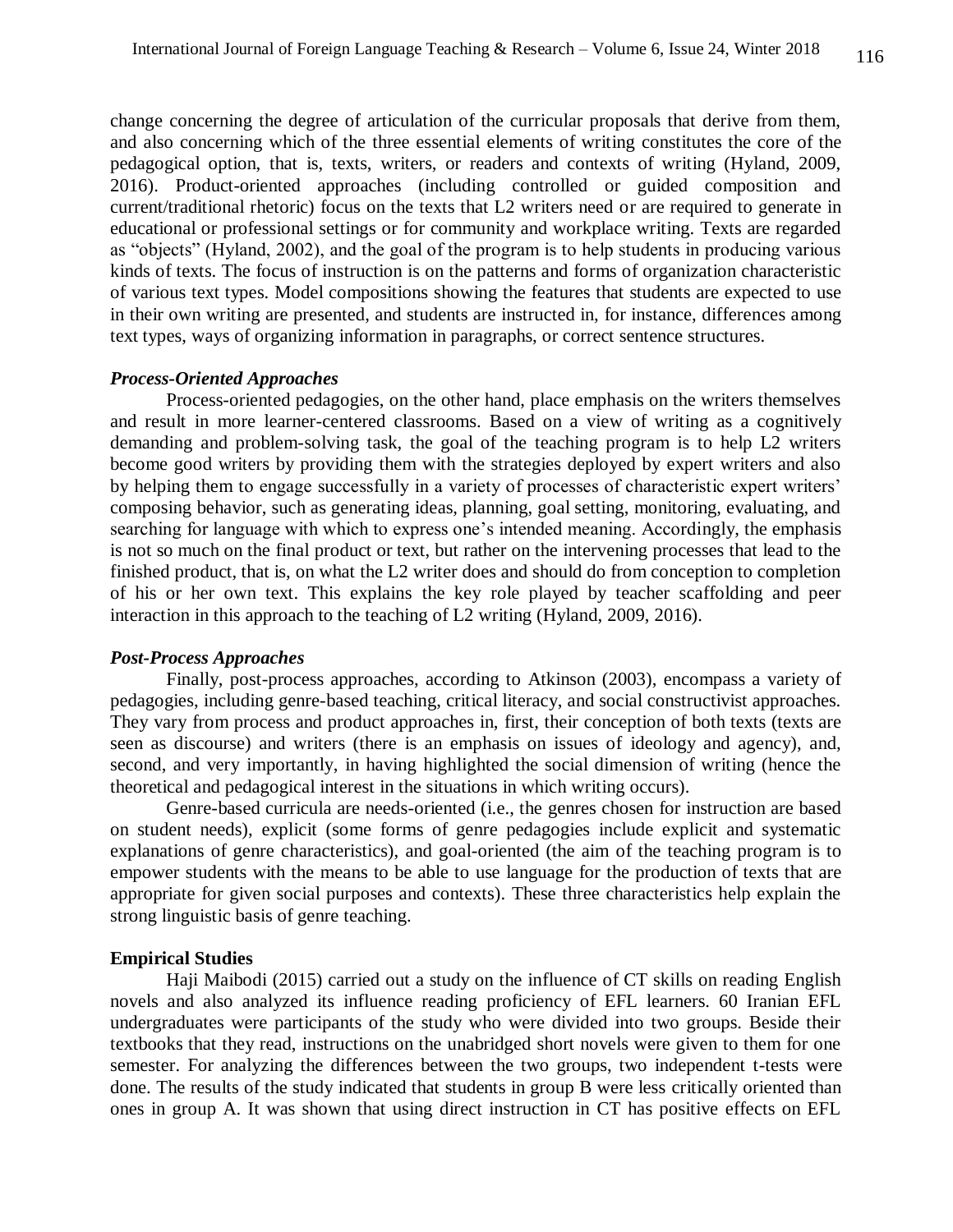change concerning the degree of articulation of the curricular proposals that derive from them, and also concerning which of the three essential elements of writing constitutes the core of the pedagogical option, that is, texts, writers, or readers and contexts of writing (Hyland, 2009, 2016). Product-oriented approaches (including controlled or guided composition and current/traditional rhetoric) focus on the texts that L2 writers need or are required to generate in educational or professional settings or for community and workplace writing. Texts are regarded as "objects" (Hyland, 2002), and the goal of the program is to help students in producing various kinds of texts. The focus of instruction is on the patterns and forms of organization characteristic of various text types. Model compositions showing the features that students are expected to use in their own writing are presented, and students are instructed in, for instance, differences among text types, ways of organizing information in paragraphs, or correct sentence structures.

### *Process-Oriented Approaches*

Process-oriented pedagogies, on the other hand, place emphasis on the writers themselves and result in more learner-centered classrooms. Based on a view of writing as a cognitively demanding and problem-solving task, the goal of the teaching program is to help L2 writers become good writers by providing them with the strategies deployed by expert writers and also by helping them to engage successfully in a variety of processes of characteristic expert writers' composing behavior, such as generating ideas, planning, goal setting, monitoring, evaluating, and searching for language with which to express one's intended meaning. Accordingly, the emphasis is not so much on the final product or text, but rather on the intervening processes that lead to the finished product, that is, on what the L2 writer does and should do from conception to completion of his or her own text. This explains the key role played by teacher scaffolding and peer interaction in this approach to the teaching of L2 writing (Hyland, 2009, 2016).

### *Post-Process Approaches*

Finally, post-process approaches, according to Atkinson (2003), encompass a variety of pedagogies, including genre-based teaching, critical literacy, and social constructivist approaches. They vary from process and product approaches in, first, their conception of both texts (texts are seen as discourse) and writers (there is an emphasis on issues of ideology and agency), and, second, and very importantly, in having highlighted the social dimension of writing (hence the theoretical and pedagogical interest in the situations in which writing occurs).

Genre-based curricula are needs-oriented (i.e., the genres chosen for instruction are based on student needs), explicit (some forms of genre pedagogies include explicit and systematic explanations of genre characteristics), and goal-oriented (the aim of the teaching program is to empower students with the means to be able to use language for the production of texts that are appropriate for given social purposes and contexts). These three characteristics help explain the strong linguistic basis of genre teaching.

## **Empirical Studies**

Haji Maibodi (2015) carried out a study on the influence of CT skills on reading English novels and also analyzed its influence reading proficiency of EFL learners. 60 Iranian EFL undergraduates were participants of the study who were divided into two groups. Beside their textbooks that they read, instructions on the unabridged short novels were given to them for one semester. For analyzing the differences between the two groups, two independent t-tests were done. The results of the study indicated that students in group B were less critically oriented than ones in group A. It was shown that using direct instruction in CT has positive effects on EFL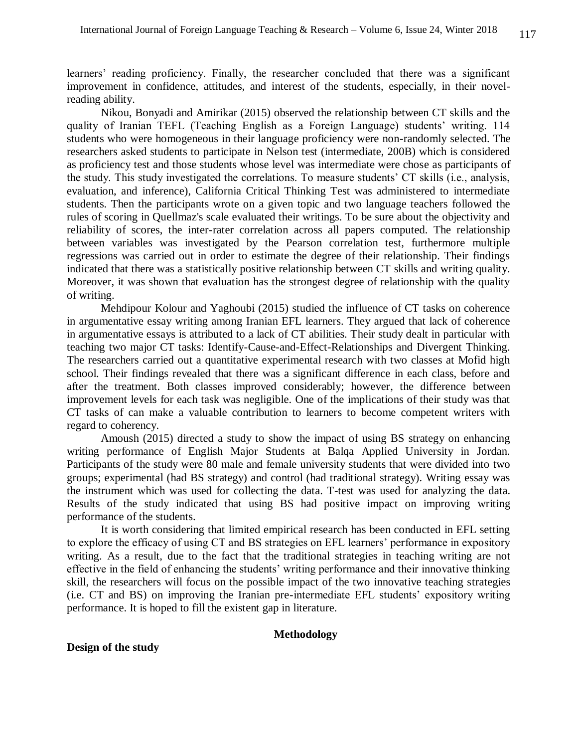learners' reading proficiency. Finally, the researcher concluded that there was a significant improvement in confidence, attitudes, and interest of the students, especially, in their novel-reading ability.

Nikou, Bonyadi and Amirikar (2015) observed the relationship between CT skills and the quality of Iranian TEFL (Teaching English as a Foreign Language) students' writing. 114 students who were homogeneous in their language proficiency were non-randomly selected. The researchers asked students to participate in Nelson test (intermediate, 200B) which is considered as proficiency test and those students whose level was intermediate were chose as participants of the study. This study investigated the correlations. To measure students' CT skills (i.e., analysis, evaluation, and inference), California Critical Thinking Test was administered to intermediate students. Then the participants wrote on a given topic and two language teachers followed the rules of scoring in Quellmaz's scale evaluated their writings. To be sure about the objectivity and reliability of scores, the inter-rater correlation across all papers computed. The relationship between variables was investigated by the Pearson correlation test, furthermore multiple regressions was carried out in order to estimate the degree of their relationship. Their findings indicated that there was a statistically positive relationship between CT skills and writing quality. Moreover, it was shown that evaluation has the strongest degree of relationship with the quality of writing.

Mehdipour Kolour and Yaghoubi (2015) studied the influence of CT tasks on coherence in argumentative essay writing among Iranian EFL learners. They argued that lack of coherence in argumentative essays is attributed to a lack of CT abilities. Their study dealt in particular with teaching two major CT tasks: Identify-Cause-and-Effect-Relationships and Divergent Thinking. The researchers carried out a quantitative experimental research with two classes at Mofid high school. Their findings revealed that there was a significant difference in each class, before and after the treatment. Both classes improved considerably; however, the difference between improvement levels for each task was negligible. One of the implications of their study was that CT tasks of can make a valuable contribution to learners to become competent writers with regard to coherency.

Amoush (2015) directed a study to show the impact of using BS strategy on enhancing writing performance of English Major Students at Balqa Applied University in Jordan. Participants of the study were 80 male and female university students that were divided into two groups; experimental (had BS strategy) and control (had traditional strategy). Writing essay was the instrument which was used for collecting the data. T-test was used for analyzing the data. Results of the study indicated that using BS had positive impact on improving writing performance of the students.

It is worth considering that limited empirical research has been conducted in EFL setting to explore the efficacy of using CT and BS strategies on EFL learners' performance in expository writing. As a result, due to the fact that the traditional strategies in teaching writing are not effective in the field of enhancing the students' writing performance and their innovative thinking skill, the researchers will focus on the possible impact of the two innovative teaching strategies (i.e. CT and BS) on improving the Iranian pre-intermediate EFL students' expository writing performance. It is hoped to fill the existent gap in literature.

## Methodology

### Design of the study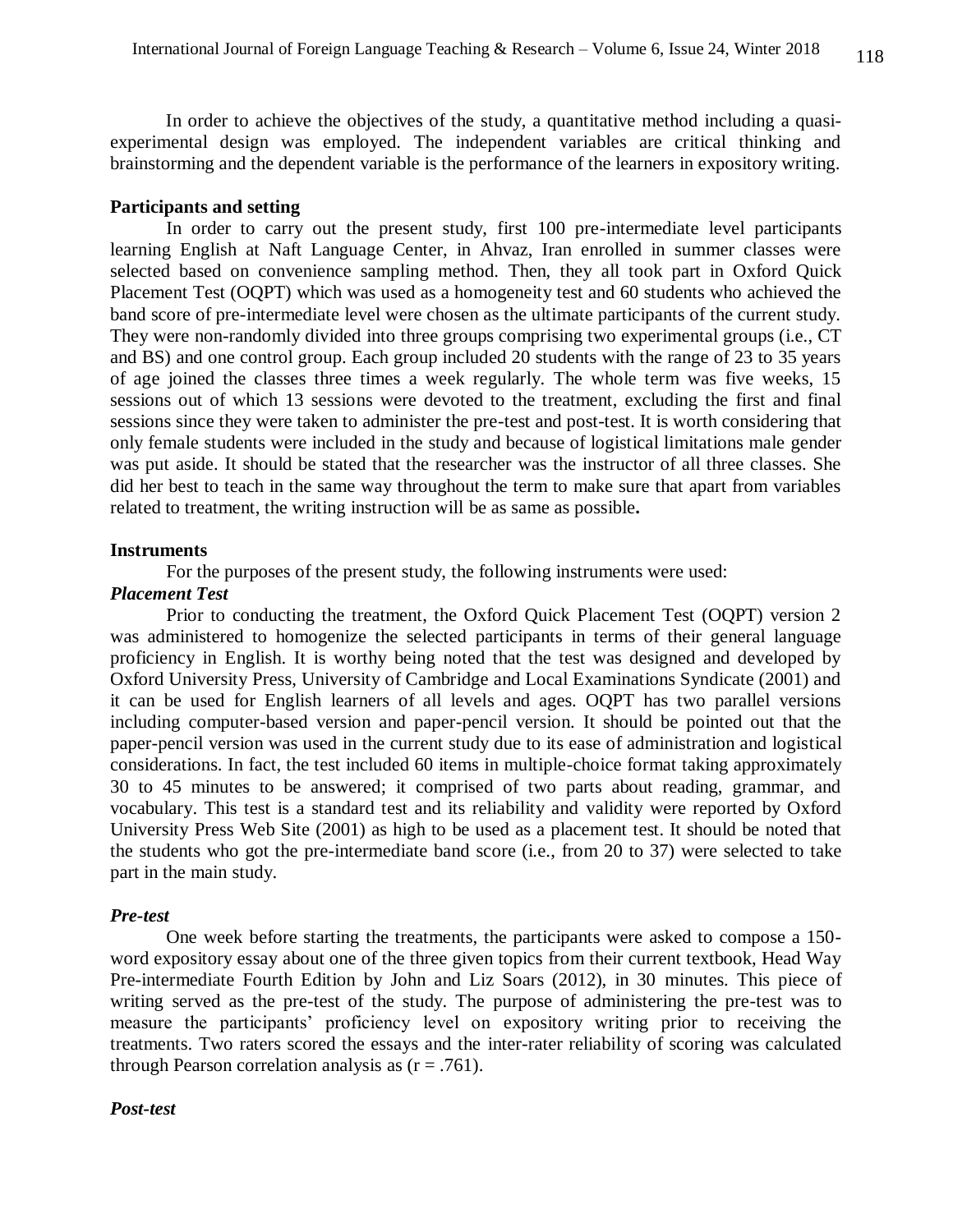In order to achieve the objectives of the study, a quantitative method including a quasi-experimental design was employed. The independent variables are critical thinking and brainstorming and the dependent variable is the performance of the learners in expository writing.

**Participants and setting**

In order to carry out the present study, first 100 pre-intermediate level participants learning English at Naft Language Center, in Ahvaz, Iran enrolled in summer classes were selected based on convenience sampling method. Then, they all took part in Oxford Quick Placement Test (OQPT) which was used as a homogeneity test and 60 students who achieved the band score of pre-intermediate level were chosen as the ultimate participants of the current study. They were non-randomly divided into three groups comprising two experimental groups (i.e., CT and BS) and one control group. Each group included 20 students with the range of 23 to 35 years of age joined the classes three times a week regularly. The whole term was five weeks, 15 sessions out of which 13 sessions were devoted to the treatment, excluding the first and final sessions since they were taken to administer the pre-test and post-test. It is worth considering that only female students were included in the study and because of logistical limitations male gender was put aside. It should be stated that the researcher was the instructor of all three classes. She did her best to teach in the same way throughout the term to make sure that apart from variables related to treatment, the writing instruction will be as same as possible**.**

**Instruments**

For the purposes of the present study, the following instruments were used:

***Placement Test***

Prior to conducting the treatment, the Oxford Quick Placement Test (OQPT) version 2 was administered to homogenize the selected participants in terms of their general language proficiency in English. It is worthy being noted that the test was designed and developed by Oxford University Press, University of Cambridge and Local Examinations Syndicate (2001) and it can be used for English learners of all levels and ages. OQPT has two parallel versions including computer-based version and paper-pencil version. It should be pointed out that the paper-pencil version was used in the current study due to its ease of administration and logistical considerations. In fact, the test included 60 items in multiple-choice format taking approximately 30 to 45 minutes to be answered; it comprised of two parts about reading, grammar, and vocabulary. This test is a standard test and its reliability and validity were reported by Oxford University Press Web Site (2001) as high to be used as a placement test. It should be noted that the students who got the pre-intermediate band score (i.e., from 20 to 37) were selected to take part in the main study.

***Pre-test***

One week before starting the treatments, the participants were asked to compose a 150-word expository essay about one of the three given topics from their current textbook, Head Way Pre-intermediate Fourth Edition by John and Liz Soars (2012), in 30 minutes. This piece of writing served as the pre-test of the study. The purpose of administering the pre-test was to measure the participants' proficiency level on expository writing prior to receiving the treatments. Two raters scored the essays and the inter-rater reliability of scoring was calculated through Pearson correlation analysis as ($r = .761$).

***Post-test***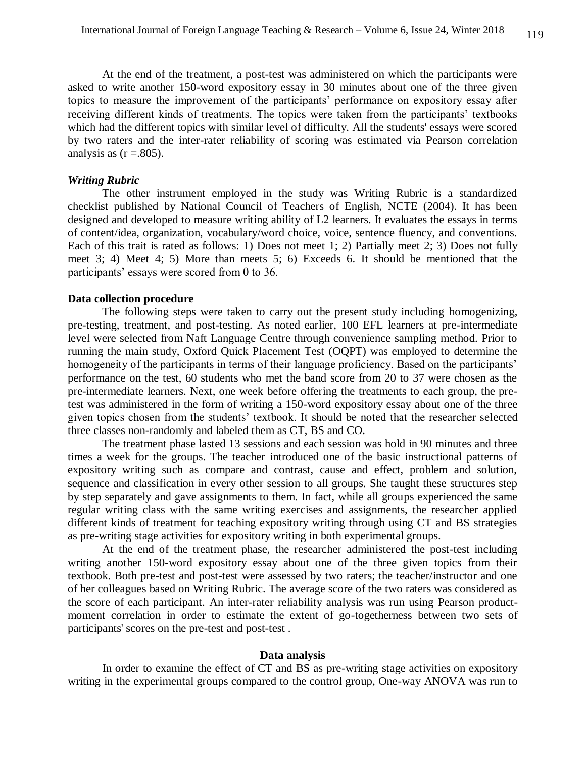At the end of the treatment, a post-test was administered on which the participants were asked to write another 150-word expository essay in 30 minutes about one of the three given topics to measure the improvement of the participants' performance on expository essay after receiving different kinds of treatments. The topics were taken from the participants' textbooks which had the different topics with similar level of difficulty. All the students' essays were scored by two raters and the inter-rater reliability of scoring was estimated via Pearson correlation analysis as ($r = .805$).

### *Writing Rubric*

The other instrument employed in the study was Writing Rubric is a standardized checklist published by National Council of Teachers of English, NCTE (2004). It has been designed and developed to measure writing ability of L2 learners. It evaluates the essays in terms of content/idea, organization, vocabulary/word choice, voice, sentence fluency, and conventions. Each of this trait is rated as follows: 1) Does not meet 1; 2) Partially meet 2; 3) Does not fully meet 3; 4) Meet 4; 5) More than meets 5; 6) Exceeds 6. It should be mentioned that the participants' essays were scored from 0 to 36.

### **Data collection procedure**

The following steps were taken to carry out the present study including homogenizing, pre-testing, treatment, and post-testing. As noted earlier, 100 EFL learners at pre-intermediate level were selected from Naft Language Centre through convenience sampling method. Prior to running the main study, Oxford Quick Placement Test (OQPT) was employed to determine the homogeneity of the participants in terms of their language proficiency. Based on the participants' performance on the test, 60 students who met the band score from 20 to 37 were chosen as the pre-intermediate learners. Next, one week before offering the treatments to each group, the pre-test was administered in the form of writing a 150-word expository essay about one of the three given topics chosen from the students' textbook. It should be noted that the researcher selected three classes non-randomly and labeled them as CT, BS and CO.

The treatment phase lasted 13 sessions and each session was hold in 90 minutes and three times a week for the groups. The teacher introduced one of the basic instructional patterns of expository writing such as compare and contrast, cause and effect, problem and solution, sequence and classification in every other session to all groups. She taught these structures step by step separately and gave assignments to them. In fact, while all groups experienced the same regular writing class with the same writing exercises and assignments, the researcher applied different kinds of treatment for teaching expository writing through using CT and BS strategies as pre-writing stage activities for expository writing in both experimental groups.

At the end of the treatment phase, the researcher administered the post-test including writing another 150-word expository essay about one of the three given topics from their textbook. Both pre-test and post-test were assessed by two raters; the teacher/instructor and one of her colleagues based on Writing Rubric. The average score of the two raters was considered as the score of each participant. An inter-rater reliability analysis was run using Pearson product-moment correlation in order to estimate the extent of go-togetherness between two sets of participants' scores on the pre-test and post-test .

### **Data analysis**

In order to examine the effect of CT and BS as pre-writing stage activities on expository writing in the experimental groups compared to the control group, One-way ANOVA was run to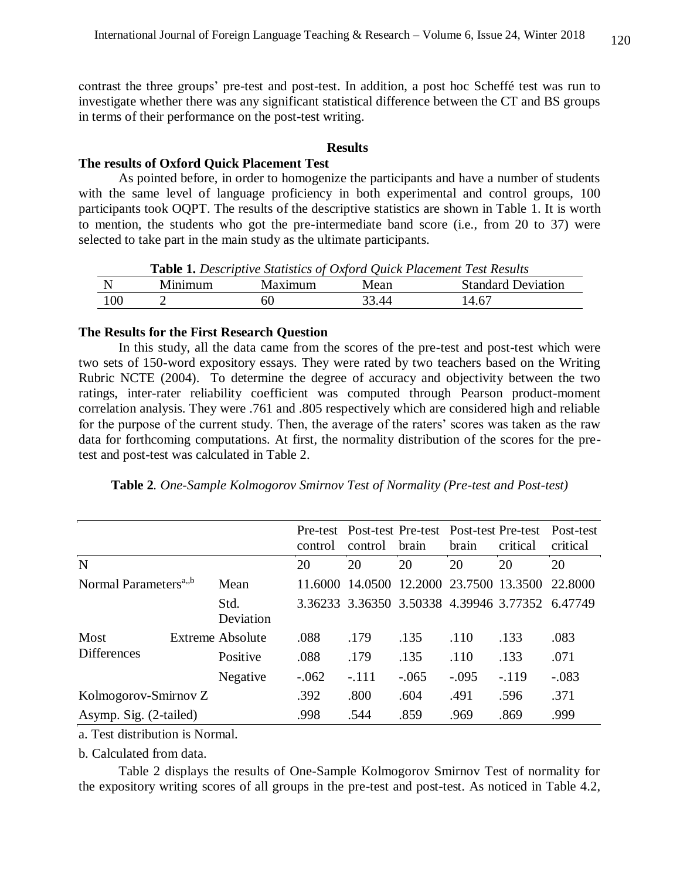contrast the three groups' pre-test and post-test. In addition, a post hoc Scheffé test was run to investigate whether there was any significant statistical difference between the CT and BS groups in terms of their performance on the post-test writing.

## Results

### The results of Oxford Quick Placement Test

As pointed before, in order to homogenize the participants and have a number of students with the same level of language proficiency in both experimental and control groups, 100 participants took OQPT. The results of the descriptive statistics are shown in Table 1. It is worth to mention, the students who got the pre-intermediate band score (i.e., from 20 to 37) were selected to take part in the main study as the ultimate participants.

**Table 1.** *Descriptive Statistics of Oxford Quick Placement Test Results*

| N | Minimum | Maximum | Mean | Standard Deviation |
|---|---|---|---|---|
| 100 | 2 | 60 | 33.44 | 14.67 |

### The Results for the First Research Question

In this study, all the data came from the scores of the pre-test and post-test which were two sets of 150-word expository essays. They were rated by two teachers based on the Writing Rubric NCTE (2004). To determine the degree of accuracy and objectivity between the two ratings, inter-rater reliability coefficient was computed through Pearson product-moment correlation analysis. They were .761 and .805 respectively which are considered high and reliable for the purpose of the current study. Then, the average of the raters' scores was taken as the raw data for forthcoming computations. At first, the normality distribution of the scores for the pre-test and post-test was calculated in Table 2.

**Table 2***. One-Sample Kolmogorov Smirnov Test of Normality (Pre-test and Post-test)*

| | | Pre-test control | Post-test control | Pre-test brain | Post-test brain | Pre-test critical | Post-test critical |
|---|---|---|---|---|---|---|---|
| N | | 20 | 20 | 20 | 20 | 20 | 20 |
| Normal Parameters[a,,b] | Mean | 11.6000 | 14.0500 | 12.2000 | 23.7500 | 13.3500 | 22.8000 |
| | Std. Deviation | 3.36233 | 3.36350 | 3.50338 | 4.39946 | 3.77352 | 6.47749 |
| Most Extreme Differences | Absolute | .088 | .179 | .135 | .110 | .133 | .083 |
| | Positive | .088 | .179 | .135 | .110 | .133 | .071 |
| | Negative | -.062 | -.111 | -.065 | -.095 | -.119 | -.083 |
| Kolmogorov-Smirnov Z | | .392 | .800 | .604 | .491 | .596 | .371 |
| Asymp. Sig. (2-tailed) | | .998 | .544 | .859 | .969 | .869 | .999 |

a. Test distribution is Normal.

b. Calculated from data.

Table 2 displays the results of One-Sample Kolmogorov Smirnov Test of normality for the expository writing scores of all groups in the pre-test and post-test. As noticed in Table 4.2,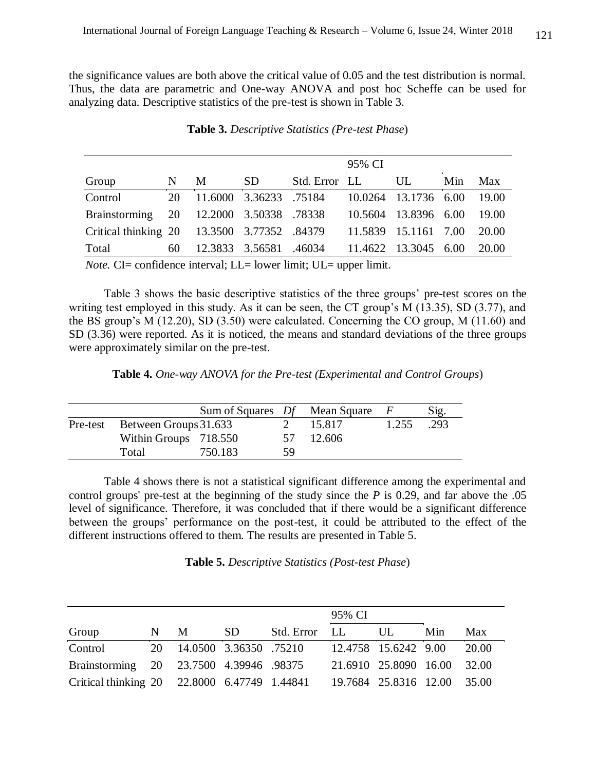the significance values are both above the critical value of 0.05 and the test distribution is normal. Thus, the data are parametric and One-way ANOVA and post hoc Scheffe can be used for analyzing data. Descriptive statistics of the pre-test is shown in Table 3.

**Table 3.** *Descriptive Statistics (Pre-test Phase*)

| | | | | | 95% CI | | | |
|---|---|---|---|---|---|---|---|---|
| Group | N | M | SD | Std. Error | LL | UL | Min | Max |
| Control | 20 | 11.6000 | 3.36233 | .75184 | 10.0264 | 13.1736 | 6.00 | 19.00 |
| Brainstorming | 20 | 12.2000 | 3.50338 | .78338 | 10.5604 | 13.8396 | 6.00 | 19.00 |
| Critical thinking | 20 | 13.3500 | 3.77352 | .84379 | 11.5839 | 15.1161 | 7.00 | 20.00 |
| Total | 60 | 12.3833 | 3.56581 | .46034 | 11.4622 | 13.3045 | 6.00 | 20.00 |

*Note.* CI= confidence interval; LL= lower limit; UL= upper limit.

Table 3 shows the basic descriptive statistics of the three groups' pre-test scores on the writing test employed in this study. As it can be seen, the CT group's M (13.35), SD (3.77), and the BS group's M (12.20), SD (3.50) were calculated. Concerning the CO group, M (11.60) and SD (3.36) were reported. As it is noticed, the means and standard deviations of the three groups were approximately similar on the pre-test.

**Table 4.** *One-way ANOVA for the Pre-test (Experimental and Control Groups*)

| | | Sum of Squares | *Df* | Mean Square | *F* | Sig. |
|---|---|---|---|---|---|---|
| Pre-test | Between Groups | 31.633 | 2 | 15.817 | 1.255 | .293 |
| | Within Groups | 718.550 | 57 | 12.606 | | |
| | Total | 750.183 | 59 | | | |

Table 4 shows there is not a statistical significant difference among the experimental and control groups' pre-test at the beginning of the study since the *P* is 0.29, and far above the .05 level of significance. Therefore, it was concluded that if there would be a significant difference between the groups' performance on the post-test, it could be attributed to the effect of the different instructions offered to them. The results are presented in Table 5.

**Table 5.** *Descriptive Statistics (Post-test Phase*)

| | | | | | 95% CI | | | |
|---|---|---|---|---|---|---|---|---|
| Group | N | M | SD | Std. Error | LL | UL | Min | Max |
| Control | 20 | 14.0500 | 3.36350 | .75210 | 12.4758 | 15.6242 | 9.00 | 20.00 |
| Brainstorming | 20 | 23.7500 | 4.39946 | .98375 | 21.6910 | 25.8090 | 16.00 | 32.00 |
| Critical thinking | 20 | 22.8000 | 6.47749 | 1.44841 | 19.7684 | 25.8316 | 12.00 | 35.00 |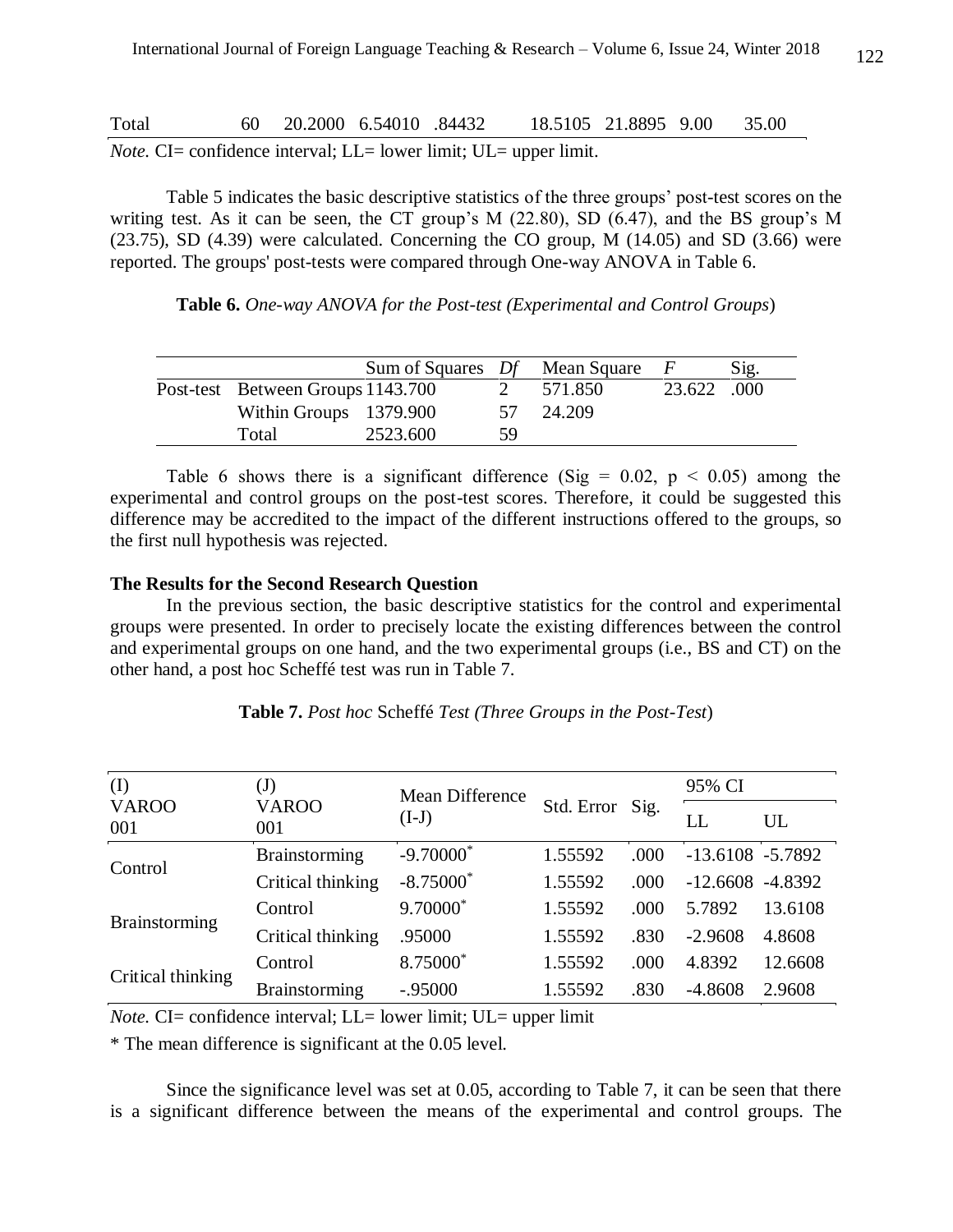| Total | 60 | 20.2000 | 6.54010 | .84432 | 18.5105 | 21.8895 | 9.00 | 35.00 |
|---|---|---|---|---|---|---|---|---|

*Note.* CI= confidence interval; LL= lower limit; UL= upper limit.

Table 5 indicates the basic descriptive statistics of the three groups' post-test scores on the writing test. As it can be seen, the CT group's M (22.80), SD (6.47), and the BS group's M (23.75), SD (4.39) were calculated. Concerning the CO group, M (14.05) and SD (3.66) were reported. The groups' post-tests were compared through One-way ANOVA in Table 6.

**Table 6.** *One-way ANOVA for the Post-test (Experimental and Control Groups*)

| | | Sum of Squares | *Df* | Mean Square | *F* | Sig. |
|---|---|---|---|---|---|---|
| Post-test | Between Groups | 1143.700 | 2 | 571.850 | 23.622 | .000 |
| | Within Groups | 1379.900 | 57 | 24.209 | | |
| | Total | 2523.600 | 59 | | | |

Table 6 shows there is a significant difference (Sig = 0.02, $p < 0.05$) among the experimental and control groups on the post-test scores. Therefore, it could be suggested this difference may be accredited to the impact of the different instructions offered to the groups, so the first null hypothesis was rejected.

### The Results for the Second Research Question

In the previous section, the basic descriptive statistics for the control and experimental groups were presented. In order to precisely locate the existing differences between the control and experimental groups on one hand, and the two experimental groups (i.e., BS and CT) on the other hand, a post hoc Scheffé test was run in Table 7.

**Table 7.** *Post hoc* Scheffé *Test (Three Groups in the Post-Test*)

| (I) VAROO 001 | (J) VAROO 001 | Mean Difference (I-J) | Std. Error | Sig. | 95% CI | |
|---|---|---|---|---|---|---|
| | | | | | LL | UL |
| Control | Brainstorming | -9.70000* | 1.55592 | .000 | -13.6108 | -5.7892 |
| | Critical thinking | -8.75000* | 1.55592 | .000 | -12.6608 | -4.8392 |
| Brainstorming | Control | 9.70000* | 1.55592 | .000 | 5.7892 | 13.6108 |
| | Critical thinking | .95000 | 1.55592 | .830 | -2.9608 | 4.8608 |
| Critical thinking | Control | 8.75000* | 1.55592 | .000 | 4.8392 | 12.6608 |
| | Brainstorming | -.95000 | 1.55592 | .830 | -4.8608 | 2.9608 |

*Note.* CI= confidence interval; LL= lower limit; UL= upper limit

* The mean difference is significant at the 0.05 level.

Since the significance level was set at 0.05, according to Table 7, it can be seen that there is a significant difference between the means of the experimental and control groups. The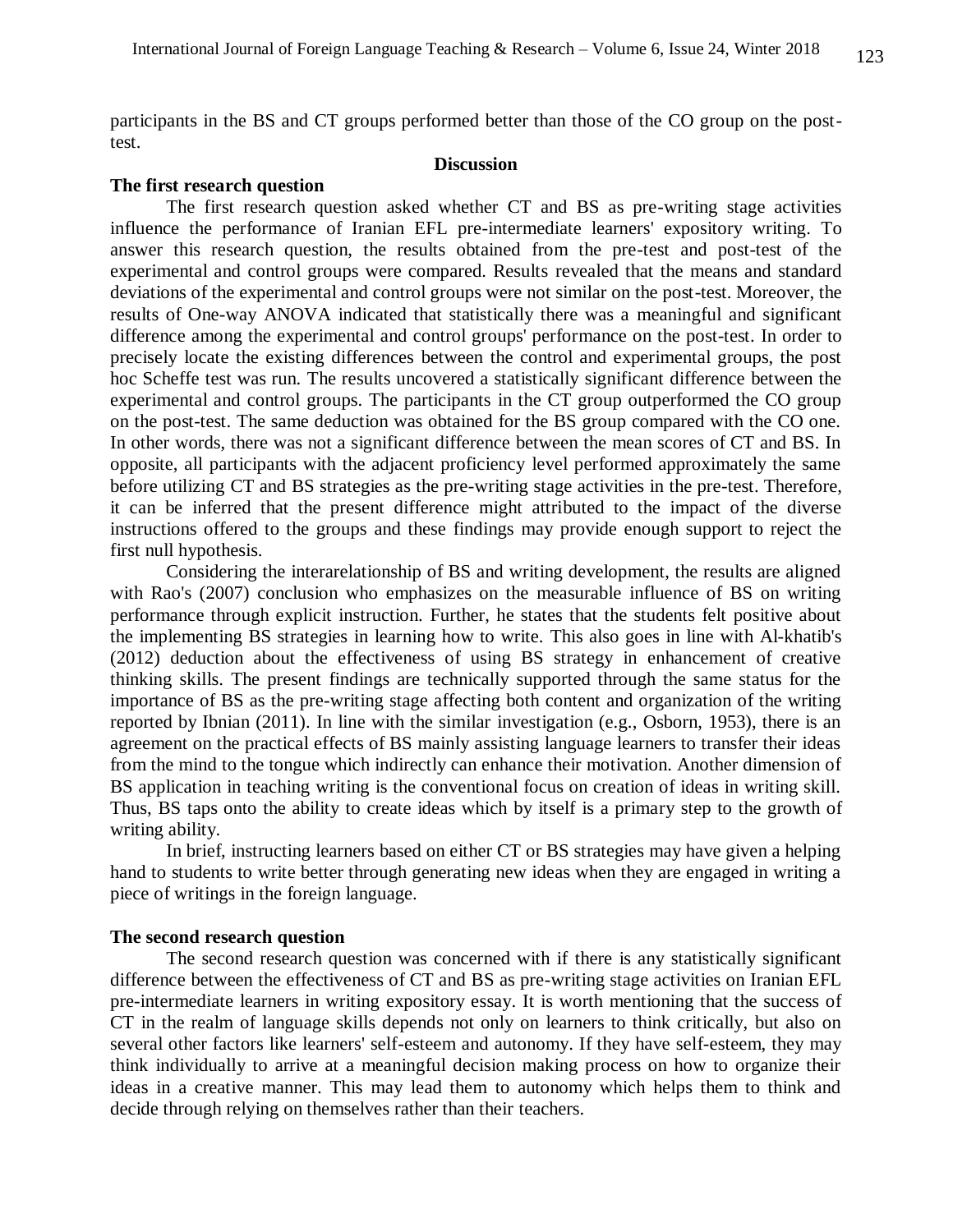participants in the BS and CT groups performed better than those of the CO group on the post-test.

## Discussion

### The first research question

The first research question asked whether CT and BS as pre-writing stage activities influence the performance of Iranian EFL pre-intermediate learners' expository writing. To answer this research question, the results obtained from the pre-test and post-test of the experimental and control groups were compared. Results revealed that the means and standard deviations of the experimental and control groups were not similar on the post-test. Moreover, the results of One-way ANOVA indicated that statistically there was a meaningful and significant difference among the experimental and control groups' performance on the post-test. In order to precisely locate the existing differences between the control and experimental groups, the post hoc Scheffe test was run. The results uncovered a statistically significant difference between the experimental and control groups. The participants in the CT group outperformed the CO group on the post-test. The same deduction was obtained for the BS group compared with the CO one. In other words, there was not a significant difference between the mean scores of CT and BS. In opposite, all participants with the adjacent proficiency level performed approximately the same before utilizing CT and BS strategies as the pre-writing stage activities in the pre-test. Therefore, it can be inferred that the present difference might attributed to the impact of the diverse instructions offered to the groups and these findings may provide enough support to reject the first null hypothesis.

Considering the interarelationship of BS and writing development, the results are aligned with Rao's (2007) conclusion who emphasizes on the measurable influence of BS on writing performance through explicit instruction. Further, he states that the students felt positive about the implementing BS strategies in learning how to write. This also goes in line with Al-khatib's (2012) deduction about the effectiveness of using BS strategy in enhancement of creative thinking skills. The present findings are technically supported through the same status for the importance of BS as the pre-writing stage affecting both content and organization of the writing reported by Ibnian (2011). In line with the similar investigation (e.g., Osborn, 1953), there is an agreement on the practical effects of BS mainly assisting language learners to transfer their ideas from the mind to the tongue which indirectly can enhance their motivation. Another dimension of BS application in teaching writing is the conventional focus on creation of ideas in writing skill. Thus, BS taps onto the ability to create ideas which by itself is a primary step to the growth of writing ability.

In brief, instructing learners based on either CT or BS strategies may have given a helping hand to students to write better through generating new ideas when they are engaged in writing a piece of writings in the foreign language.

### The second research question

The second research question was concerned with if there is any statistically significant difference between the effectiveness of CT and BS as pre-writing stage activities on Iranian EFL pre-intermediate learners in writing expository essay. It is worth mentioning that the success of CT in the realm of language skills depends not only on learners to think critically, but also on several other factors like learners' self-esteem and autonomy. If they have self-esteem, they may think individually to arrive at a meaningful decision making process on how to organize their ideas in a creative manner. This may lead them to autonomy which helps them to think and decide through relying on themselves rather than their teachers.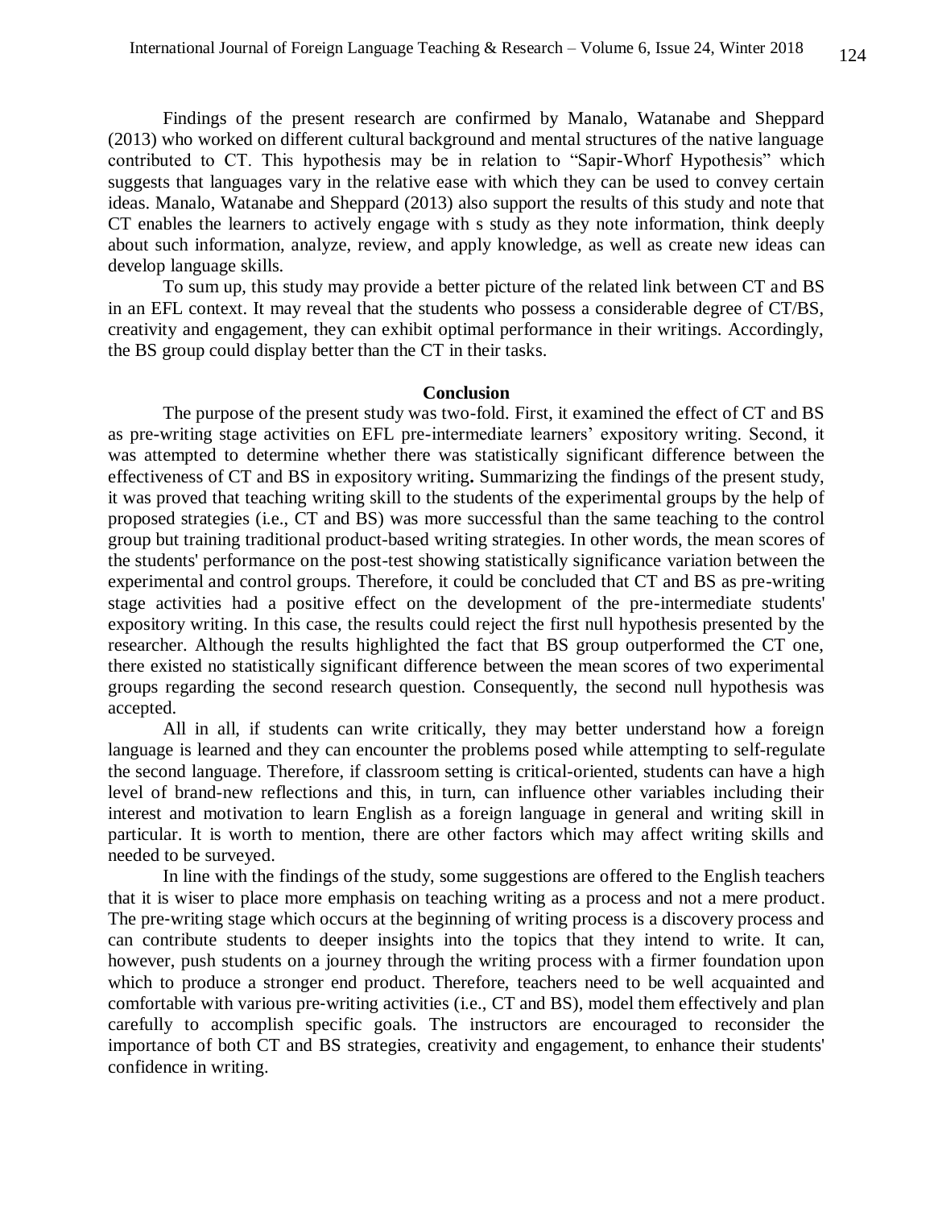Findings of the present research are confirmed by Manalo, Watanabe and Sheppard (2013) who worked on different cultural background and mental structures of the native language contributed to CT. This hypothesis may be in relation to "Sapir-Whorf Hypothesis" which suggests that languages vary in the relative ease with which they can be used to convey certain ideas. Manalo, Watanabe and Sheppard (2013) also support the results of this study and note that CT enables the learners to actively engage with s study as they note information, think deeply about such information, analyze, review, and apply knowledge, as well as create new ideas can develop language skills.

To sum up, this study may provide a better picture of the related link between CT and BS in an EFL context. It may reveal that the students who possess a considerable degree of CT/BS, creativity and engagement, they can exhibit optimal performance in their writings. Accordingly, the BS group could display better than the CT in their tasks.

## Conclusion

The purpose of the present study was two-fold. First, it examined the effect of CT and BS as pre-writing stage activities on EFL pre-intermediate learners' expository writing. Second, it was attempted to determine whether there was statistically significant difference between the effectiveness of CT and BS in expository writing**.** Summarizing the findings of the present study, it was proved that teaching writing skill to the students of the experimental groups by the help of proposed strategies (i.e., CT and BS) was more successful than the same teaching to the control group but training traditional product-based writing strategies. In other words, the mean scores of the students' performance on the post-test showing statistically significance variation between the experimental and control groups. Therefore, it could be concluded that CT and BS as pre-writing stage activities had a positive effect on the development of the pre-intermediate students' expository writing. In this case, the results could reject the first null hypothesis presented by the researcher. Although the results highlighted the fact that BS group outperformed the CT one, there existed no statistically significant difference between the mean scores of two experimental groups regarding the second research question. Consequently, the second null hypothesis was accepted.

All in all, if students can write critically, they may better understand how a foreign language is learned and they can encounter the problems posed while attempting to self-regulate the second language. Therefore, if classroom setting is critical-oriented, students can have a high level of brand-new reflections and this, in turn, can influence other variables including their interest and motivation to learn English as a foreign language in general and writing skill in particular. It is worth to mention, there are other factors which may affect writing skills and needed to be surveyed.

In line with the findings of the study, some suggestions are offered to the English teachers that it is wiser to place more emphasis on teaching writing as a process and not a mere product. The pre-writing stage which occurs at the beginning of writing process is a discovery process and can contribute students to deeper insights into the topics that they intend to write. It can, however, push students on a journey through the writing process with a firmer foundation upon which to produce a stronger end product. Therefore, teachers need to be well acquainted and comfortable with various pre-writing activities (i.e., CT and BS), model them effectively and plan carefully to accomplish specific goals. The instructors are encouraged to reconsider the importance of both CT and BS strategies, creativity and engagement, to enhance their students' confidence in writing.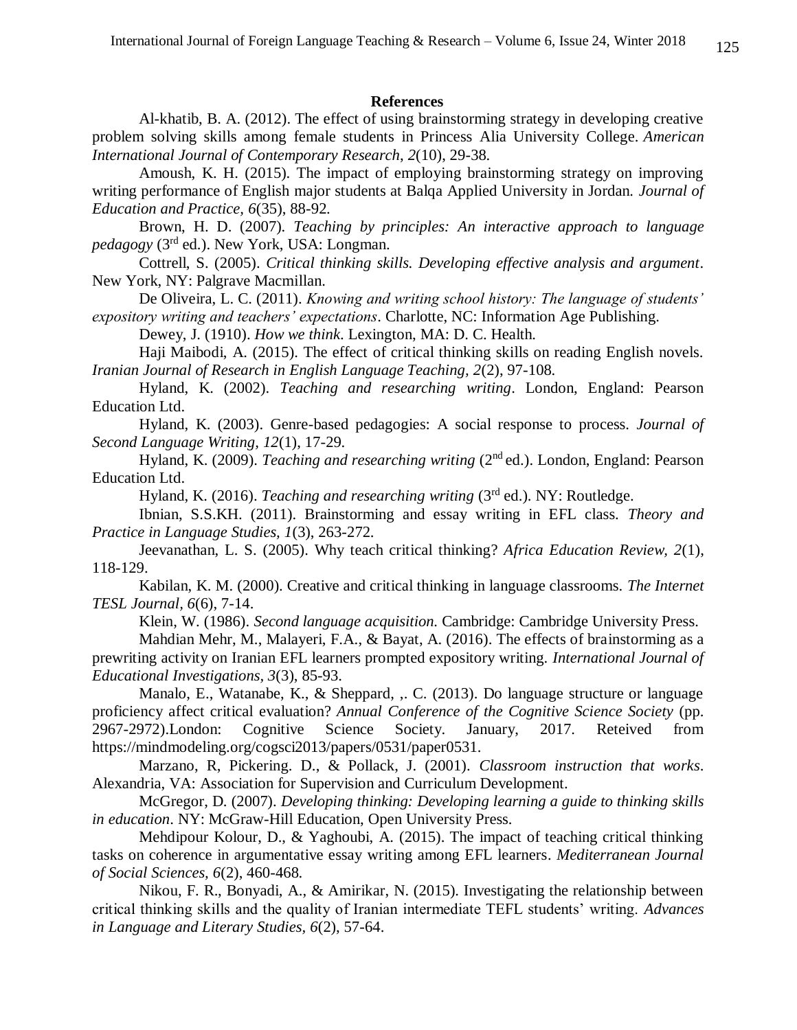**References**

Al-khatib, B. A. (2012). The effect of using brainstorming strategy in developing creative problem solving skills among female students in Princess Alia University College. *American International Journal of Contemporary Research*, *2*(10), 29-38.

Amoush, K. H. (2015). The impact of employing brainstorming strategy on improving writing performance of English major students at Balqa Applied University in Jordan. *Journal of Education and Practice, 6*(35), 88-92.

Brown, H. D. (2007). *Teaching by principles: An interactive approach to language pedagogy* (3rd ed.). New York, USA: Longman.

Cottrell, S. (2005). *Critical thinking skills. Developing effective analysis and argument*. New York, NY: Palgrave Macmillan.

De Oliveira, L. C. (2011). *Knowing and writing school history: The language of students' expository writing and teachers' expectations*. Charlotte, NC: Information Age Publishing.

Dewey, J. (1910). *How we think*. Lexington, MA: D. C. Health.

Haji Maibodi, A. (2015). The effect of critical thinking skills on reading English novels. *Iranian Journal of Research in English Language Teaching, 2*(2), 97-108.

Hyland, K. (2002). *Teaching and researching writing*. London, England: Pearson Education Ltd.

Hyland, K. (2003). Genre-based pedagogies: A social response to process. *Journal of Second Language Writing*, *12*(1), 17-29.

Hyland, K. (2009). *Teaching and researching writing* (2nd ed.). London, England: Pearson Education Ltd.

Hyland, K. (2016). *Teaching and researching writing* (3rd ed.). NY: Routledge.

Ibnian, S.S.KH. (2011). Brainstorming and essay writing in EFL class. *Theory and Practice in Language Studies*, *1*(3), 263-272.

Jeevanathan, L. S. (2005). Why teach critical thinking? *Africa Education Review, 2*(1), 118-129.

Kabilan, K. M. (2000). Creative and critical thinking in language classrooms. *The Internet TESL Journal*, *6*(6), 7-14.

Klein, W. (1986). *Second language acquisition.* Cambridge: Cambridge University Press.

Mahdian Mehr, M., Malayeri, F.A., & Bayat, A. (2016). The effects of brainstorming as a prewriting activity on Iranian EFL learners prompted expository writing. *International Journal of Educational Investigations, 3*(3), 85-93.

Manalo, E., Watanabe, K., & Sheppard, ,. C. (2013). Do language structure or language proficiency affect critical evaluation? *Annual Conference of the Cognitive Science Society* (pp. 2967-2972).London: Cognitive Science Society. January, 2017. Reteived from https://mindmodeling.org/cogsci2013/papers/0531/paper0531.

Marzano, R, Pickering. D., & Pollack, J. (2001). *Classroom instruction that works*. Alexandria, VA: Association for Supervision and Curriculum Development.

McGregor, D. (2007). *Developing thinking: Developing learning a guide to thinking skills in education*. NY: McGraw-Hill Education, Open University Press.

Mehdipour Kolour, D., & Yaghoubi, A. (2015). The impact of teaching critical thinking tasks on coherence in argumentative essay writing among EFL learners. *Mediterranean Journal of Social Sciences, 6*(2), 460-468.

Nikou, F. R., Bonyadi, A., & Amirikar, N. (2015). Investigating the relationship between critical thinking skills and the quality of Iranian intermediate TEFL students' writing. *Advances in Language and Literary Studies, 6*(2), 57-64.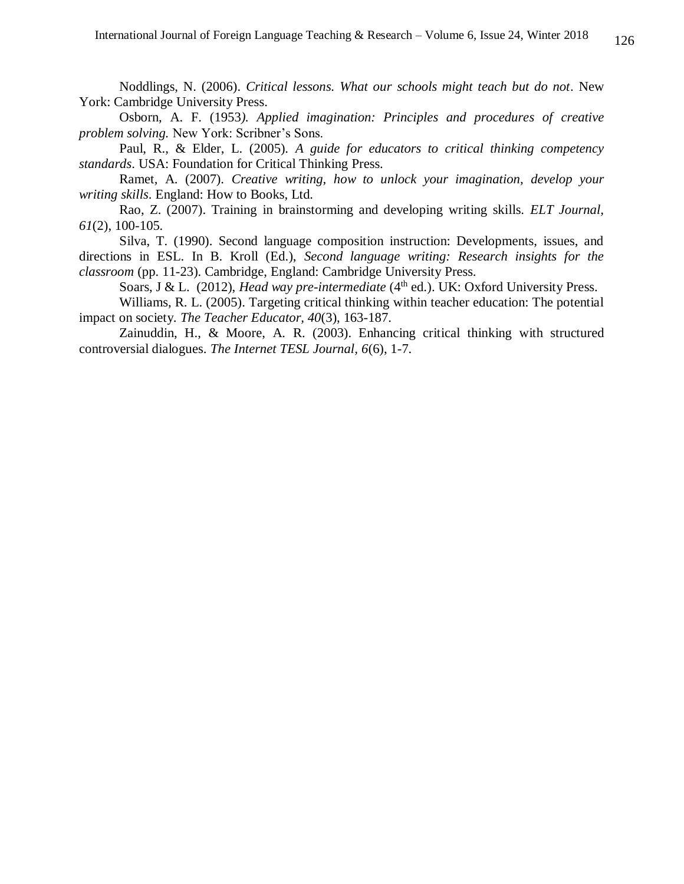Noddlings, N. (2006). *Critical lessons. What our schools might teach but do not*. New York: Cambridge University Press.

Osborn, A. F. (1953*). Applied imagination: Principles and procedures of creative problem solving.* New York: Scribner's Sons.

Paul, R., & Elder, L. (2005). *A guide for educators to critical thinking competency standards*. USA: Foundation for Critical Thinking Press.

Ramet, A. (2007). *Creative writing, how to unlock your imagination, develop your writing skills*. England: How to Books, Ltd.

Rao, Z. (2007). Training in brainstorming and developing writing skills. *ELT Journal, 61*(2), 100-105.

Silva, T. (1990). Second language composition instruction: Developments, issues, and directions in ESL. In B. Kroll (Ed.), *Second language writing: Research insights for the classroom* (pp. 11-23). Cambridge, England: Cambridge University Press.

Soars, J & L. (2012), *Head way pre-intermediate* (4th ed.). UK: Oxford University Press.

Williams, R. L. (2005). Targeting critical thinking within teacher education: The potential impact on society. *The Teacher Educator, 40*(3), 163-187.

Zainuddin, H., & Moore, A. R. (2003). Enhancing critical thinking with structured controversial dialogues. *The Internet TESL Journal, 6*(6), 1-7.